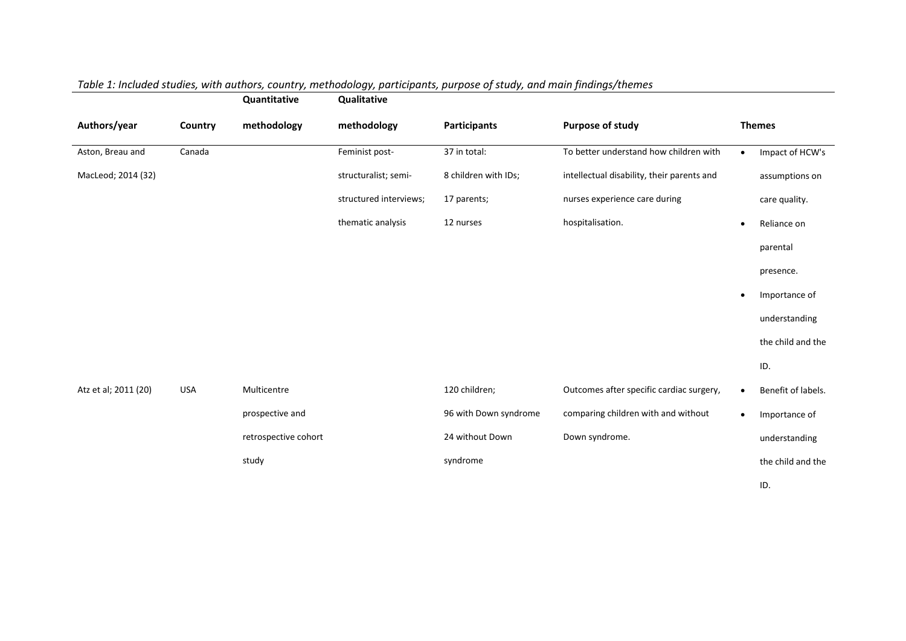*Table 1: Included studies, with authors, country, methodology, participants, purpose of study, and main findings/themes*

| Authors/year | Country | Quantitative methodology | Qualitative methodology | Participants | Purpose of study | Themes |
|---|---|---|---|---|---|---|
| Aston, Breau and MacLeod; 2014 (32) | Canada | | Feminist post-structuralist; semi-structured interviews; thematic analysis | 37 in total: 8 children with IDs; 17 parents; 12 nurses | To better understand how children with intellectual disability, their parents and nurses experience care during hospitalisation. | • Impact of HCW's assumptions on care quality. • Reliance on parental presence. • Importance of understanding the child and the ID. |
| Atz et al; 2011 (20) | USA | Multicentre prospective and retrospective cohort study | | 120 children; 96 with Down syndrome 24 without Down syndrome | Outcomes after specific cardiac surgery, comparing children with and without Down syndrome. | • Benefit of labels. • Importance of understanding the child and the ID. |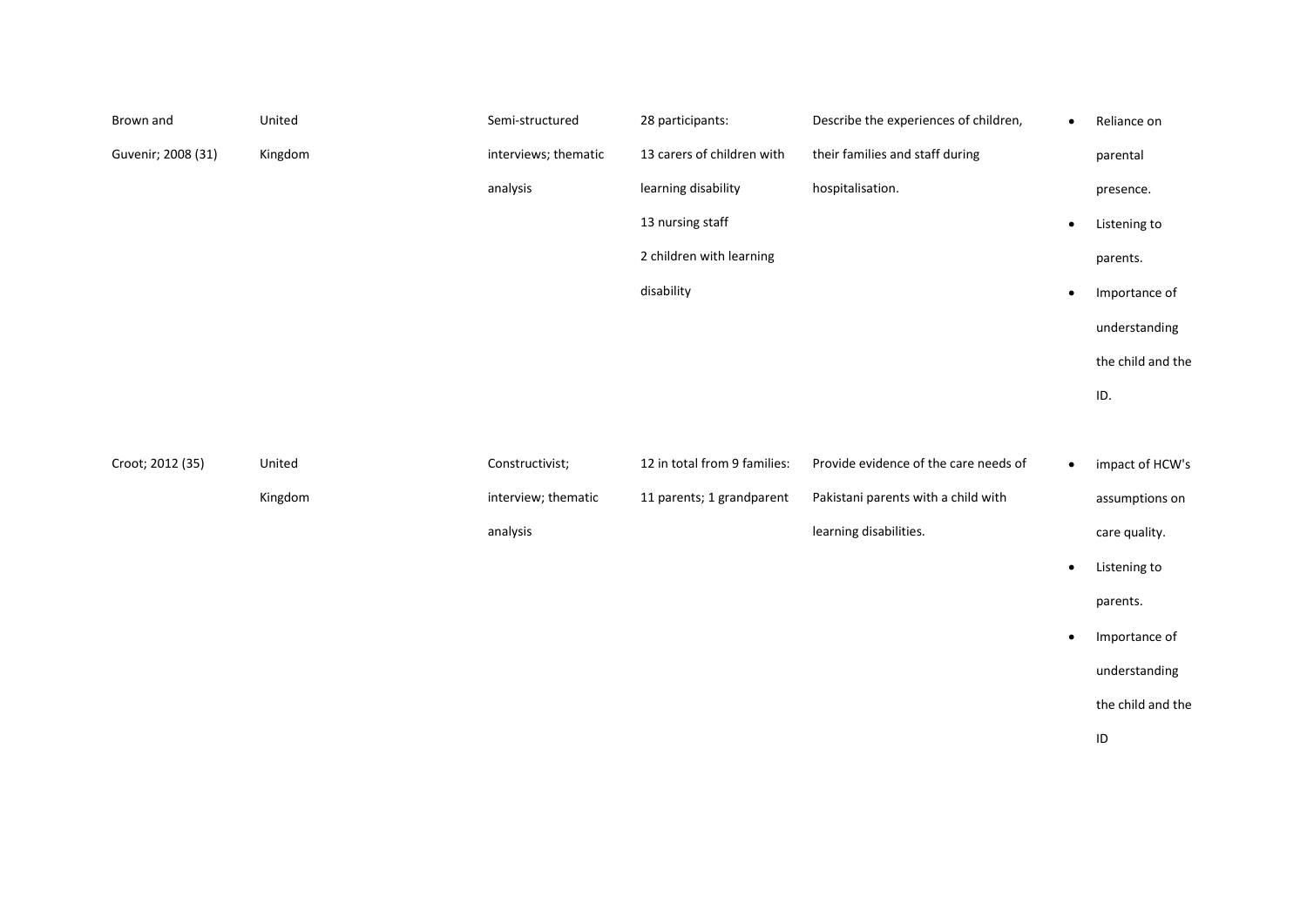| | | | | | |
|---|---|---|---|---|---|
| Brown and Guvenir; 2008 (31) | United Kingdom | Semi-structured interviews; thematic analysis | 28 participants:<br>13 carers of children with learning disability<br>13 nursing staff<br>2 children with learning disability | Describe the experiences of children, their families and staff during hospitalisation. | • Reliance on parental presence.<br>• Listening to parents.<br>• Importance of understanding the child and the ID. |
| Croot; 2012 (35) | United Kingdom | Constructivist; interview; thematic analysis | 12 in total from 9 families:<br>11 parents; 1 grandparent | Provide evidence of the care needs of Pakistani parents with a child with learning disabilities. | • impact of HCW's assumptions on care quality.<br>• Listening to parents.<br>• Importance of understanding the child and the ID |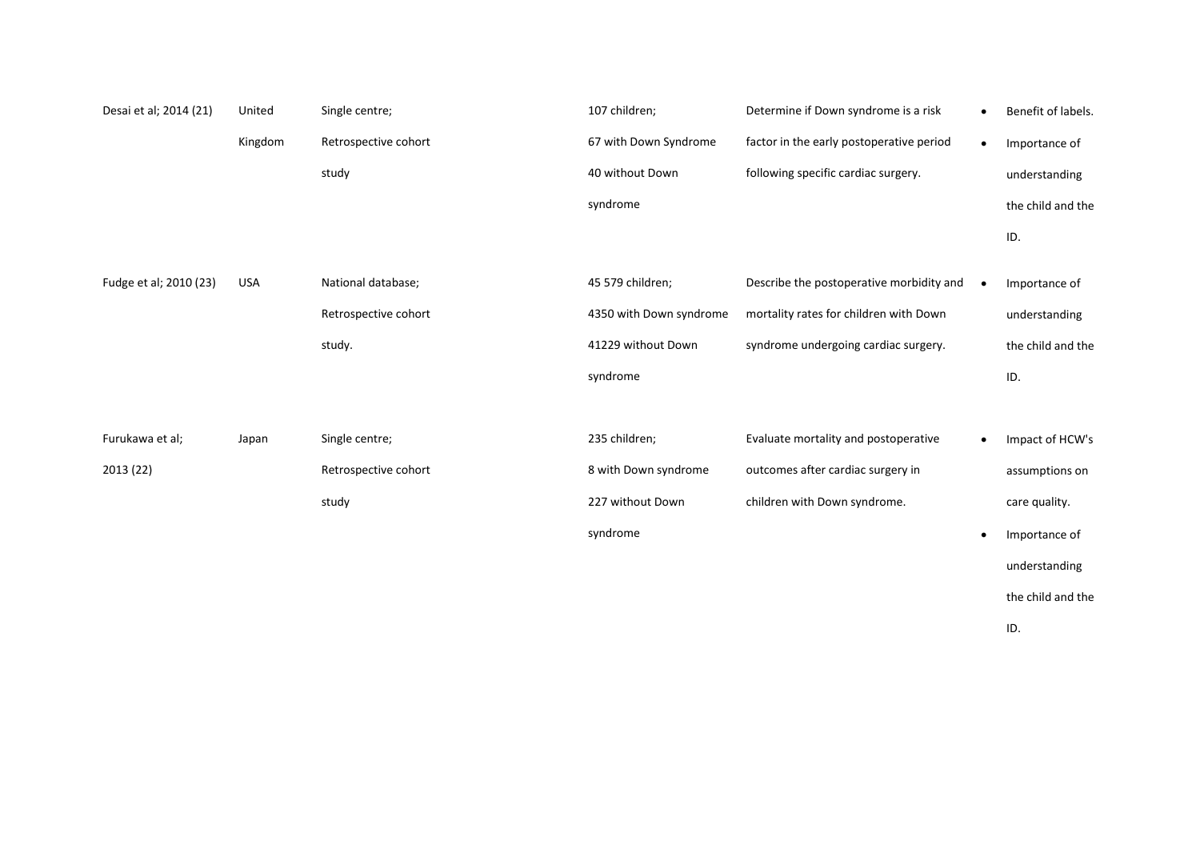| | | | | | |
|---|---|---|---|---|---|
| Desai et al; 2014 (21) | United Kingdom | Single centre; Retrospective cohort study | 107 children; 67 with Down Syndrome 40 without Down syndrome | Determine if Down syndrome is a risk factor in the early postoperative period following specific cardiac surgery. | • Benefit of labels. <br>• Importance of understanding the child and the ID. |
| Fudge et al; 2010 (23) | USA | National database; Retrospective cohort study. | 45 579 children; 4350 with Down syndrome 41229 without Down syndrome | Describe the postoperative morbidity and mortality rates for children with Down syndrome undergoing cardiac surgery. | • Importance of understanding the child and the ID. |
| Furukawa et al; 2013 (22) | Japan | Single centre; Retrospective cohort study | 235 children; 8 with Down syndrome 227 without Down syndrome | Evaluate mortality and postoperative outcomes after cardiac surgery in children with Down syndrome. | • Impact of HCW's assumptions on care quality. <br>• Importance of understanding the child and the ID. |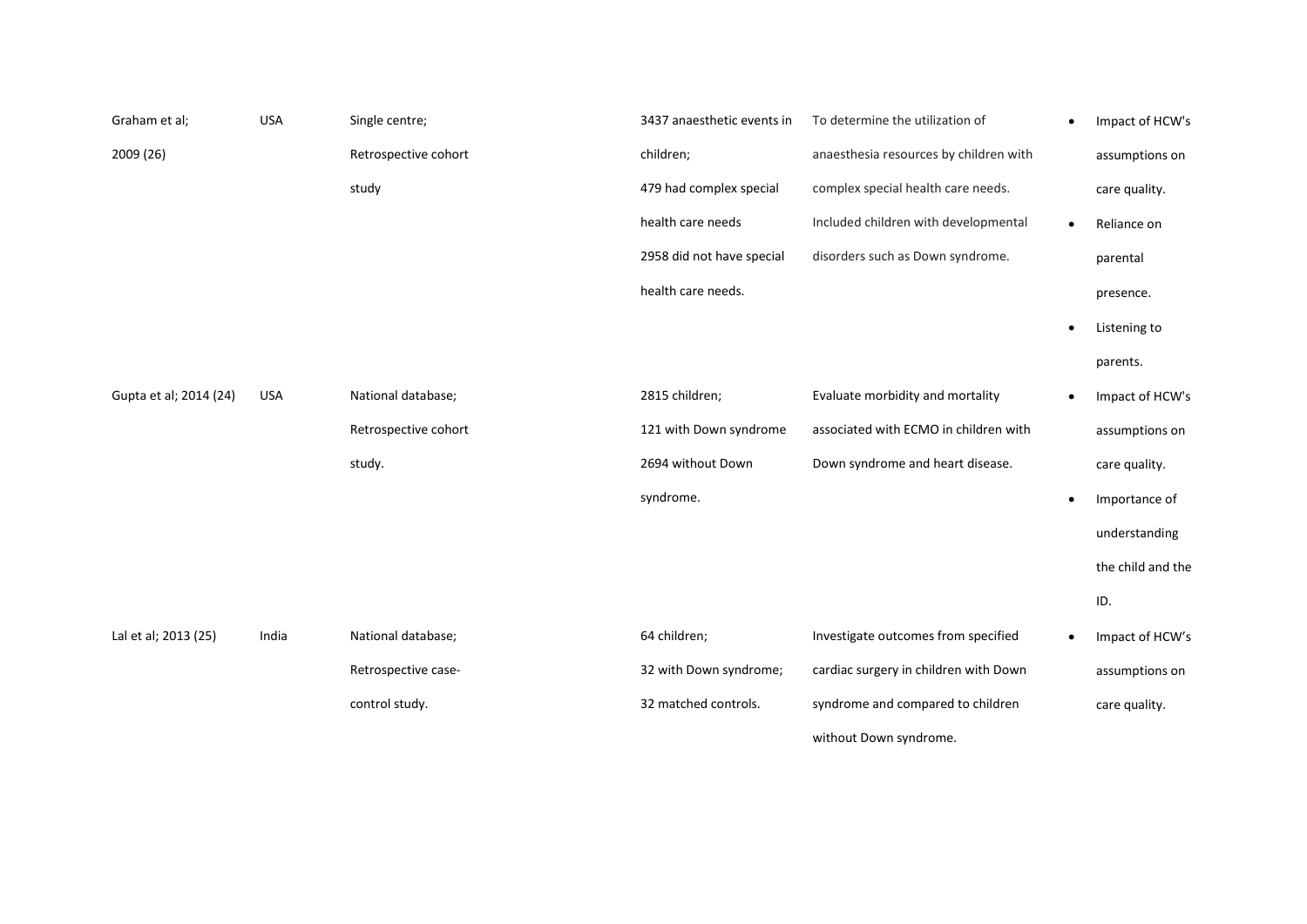| | | | | | |
|---|---|---|---|---|---|
| Graham et al; 2009 (26) | USA | Single centre; Retrospective cohort study | 3437 anaesthetic events in children; 479 had complex special health care needs 2958 did not have special health care needs. | To determine the utilization of anaesthesia resources by children with complex special health care needs. Included children with developmental disorders such as Down syndrome. | • Impact of HCW's assumptions on care quality. <br> • Reliance on parental presence. <br> • Listening to parents. |
| Gupta et al; 2014 (24) | USA | National database; Retrospective cohort study. | 2815 children; 121 with Down syndrome 2694 without Down syndrome. | Evaluate morbidity and mortality associated with ECMO in children with Down syndrome and heart disease. | • Impact of HCW's assumptions on care quality. <br> • Importance of understanding the child and the ID. |
| Lal et al; 2013 (25) | India | National database; Retrospective case-control study. | 64 children; 32 with Down syndrome; 32 matched controls. | Investigate outcomes from specified cardiac surgery in children with Down syndrome and compared to children without Down syndrome. | • Impact of HCW's assumptions on care quality. |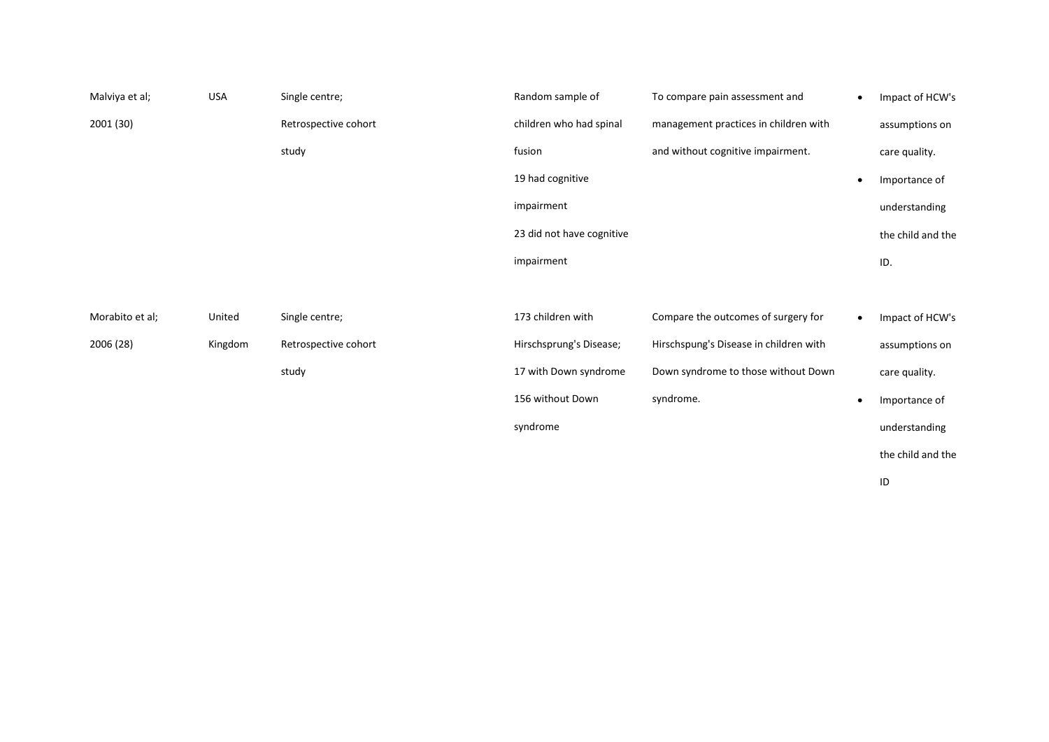| | | | | | |
|---|---|---|---|---|---|
| Malviya et al; 2001 (30) | USA | Single centre; Retrospective cohort study | Random sample of children who had spinal fusion<br>19 had cognitive impairment<br>23 did not have cognitive impairment | To compare pain assessment and management practices in children with and without cognitive impairment. | • Impact of HCW's assumptions on care quality.<br>• Importance of understanding the child and the ID. |
| Morabito et al; 2006 (28) | United Kingdom | Single centre; Retrospective cohort study | 173 children with Hirschsprung's Disease;<br>17 with Down syndrome<br>156 without Down syndrome | Compare the outcomes of surgery for Hirschspung's Disease in children with Down syndrome to those without Down syndrome. | • Impact of HCW's assumptions on care quality.<br>• Importance of understanding the child and the ID |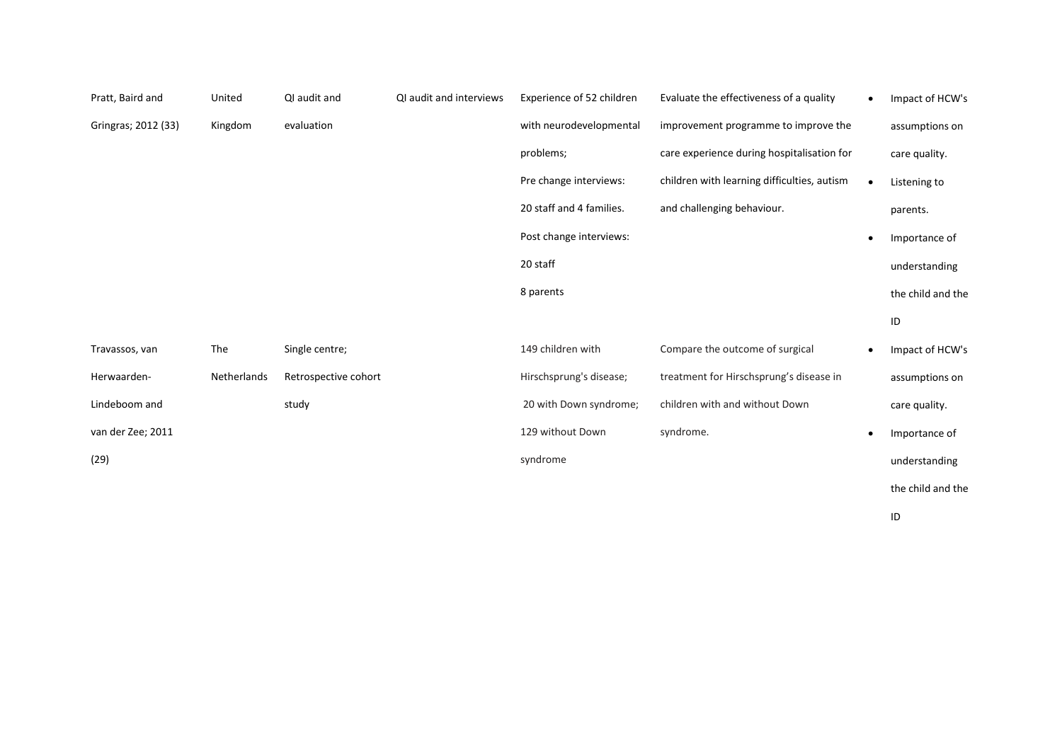| | | | | | | |
|---|---|---|---|---|---|---|
| Pratt, Baird and Gringras; 2012 (33) | United Kingdom | QI audit and evaluation | QI audit and interviews | Experience of 52 children with neurodevelopmental problems; Pre change interviews: 20 staff and 4 families. Post change interviews: 20 staff 8 parents | Evaluate the effectiveness of a quality improvement programme to improve the care experience during hospitalisation for children with learning difficulties, autism and challenging behaviour. | • Impact of HCW's assumptions on care quality. • Listening to parents. • Importance of understanding the child and the ID |
| Travassos, van Herwaarden-Lindeboom and van der Zee; 2011 (29) | The Netherlands | Single centre; Retrospective cohort study | | 149 children with Hirschsprung's disease; 20 with Down syndrome; 129 without Down syndrome | Compare the outcome of surgical treatment for Hirschsprung's disease in children with and without Down syndrome. | • Impact of HCW's assumptions on care quality. • Importance of understanding the child and the ID |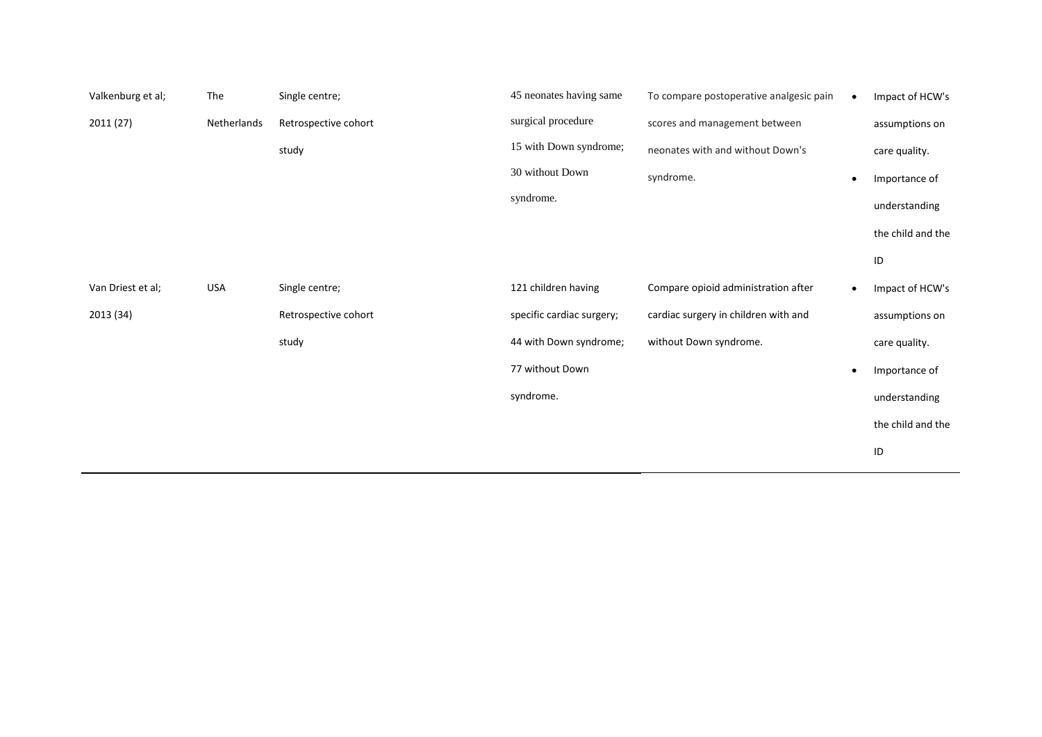| | | | | | |
|---|---|---|---|---|---|
| Valkenburg et al; 2011 (27) | The Netherlands | Single centre; Retrospective cohort study | 45 neonates having same surgical procedure 15 with Down syndrome; 30 without Down syndrome. | To compare postoperative analgesic pain scores and management between neonates with and without Down's syndrome. | • Impact of HCW's assumptions on care quality. • Importance of understanding the child and the ID |
| Van Driest et al; 2013 (34) | USA | Single centre; Retrospective cohort study | 121 children having specific cardiac surgery; 44 with Down syndrome; 77 without Down syndrome. | Compare opioid administration after cardiac surgery in children with and without Down syndrome. | • Impact of HCW's assumptions on care quality. • Importance of understanding the child and the ID |